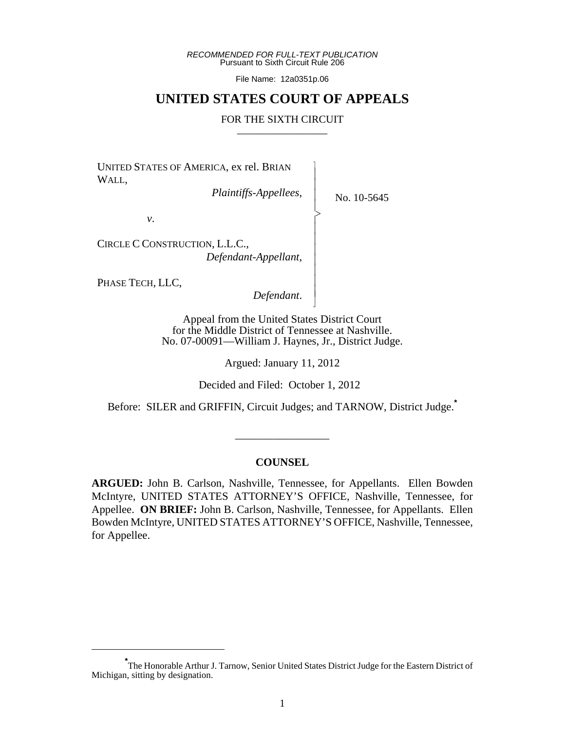*RECOMMENDED FOR FULL-TEXT PUBLICATION*
Pursuant to Sixth Circuit Rule 206

File Name: 12a0351p.06

# UNITED STATES COURT OF APPEALS

## FOR THE SIXTH CIRCUIT

---

UNITED STATES OF AMERICA, ex rel. BRIAN WALL,
*Plaintiffs-Appellees*,

*v.*

CIRCLE C CONSTRUCTION, L.L.C.,
*Defendant-Appellant*,

PHASE TECH, LLC,
*Defendant*.

No. 10-5645

Appeal from the United States District Court
for the Middle District of Tennessee at Nashville.
No. 07-00091—William J. Haynes, Jr., District Judge.

Argued: January 11, 2012

Decided and Filed: October 1, 2012

Before: SILER and GRIFFIN, Circuit Judges; and TARNOW, District Judge.*

---

### COUNSEL

**ARGUED:** John B. Carlson, Nashville, Tennessee, for Appellants. Ellen Bowden McIntyre, UNITED STATES ATTORNEY'S OFFICE, Nashville, Tennessee, for Appellee. **ON BRIEF:** John B. Carlson, Nashville, Tennessee, for Appellants. Ellen Bowden McIntyre, UNITED STATES ATTORNEY'S OFFICE, Nashville, Tennessee, for Appellee.

---

*The Honorable Arthur J. Tarnow, Senior United States District Judge for the Eastern District of Michigan, sitting by designation.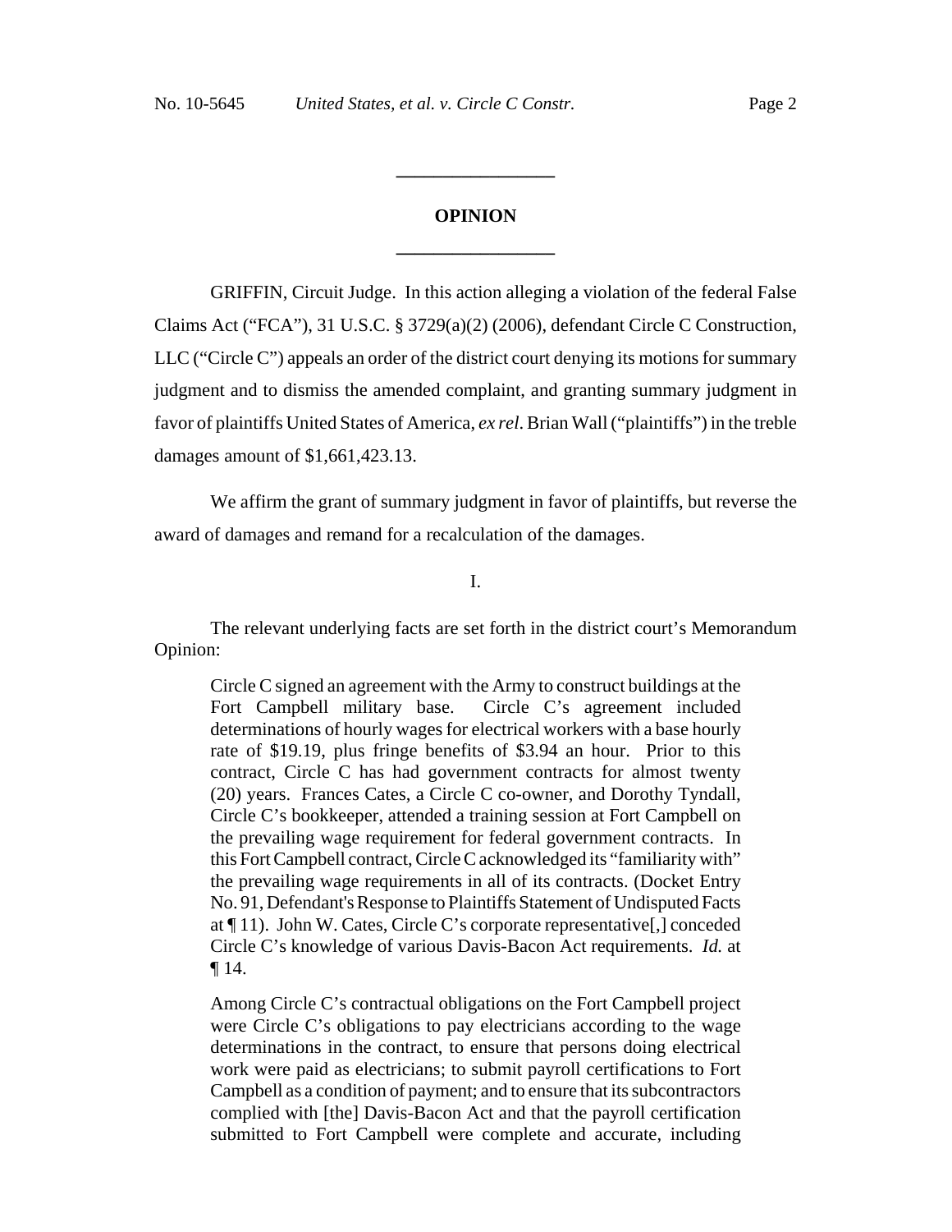# OPINION

GRIFFIN, Circuit Judge. In this action alleging a violation of the federal False Claims Act ("FCA"), 31 U.S.C. § 3729(a)(2) (2006), defendant Circle C Construction, LLC ("Circle C") appeals an order of the district court denying its motions for summary judgment and to dismiss the amended complaint, and granting summary judgment in favor of plaintiffs United States of America, *ex rel.* Brian Wall ("plaintiffs") in the treble damages amount of $1,661,423.13.

We affirm the grant of summary judgment in favor of plaintiffs, but reverse the award of damages and remand for a recalculation of the damages.

I.

The relevant underlying facts are set forth in the district court's Memorandum Opinion:

> Circle C signed an agreement with the Army to construct buildings at the Fort Campbell military base. Circle C's agreement included determinations of hourly wages for electrical workers with a base hourly rate of $19.19, plus fringe benefits of $3.94 an hour. Prior to this contract, Circle C has had government contracts for almost twenty (20) years. Frances Cates, a Circle C co-owner, and Dorothy Tyndall, Circle C's bookkeeper, attended a training session at Fort Campbell on the prevailing wage requirement for federal government contracts. In this Fort Campbell contract, Circle C acknowledged its "familiarity with" the prevailing wage requirements in all of its contracts. (Docket Entry No. 91, Defendant's Response to Plaintiffs Statement of Undisputed Facts at ¶ 11). John W. Cates, Circle C's corporate representative[,] conceded Circle C's knowledge of various Davis-Bacon Act requirements. *Id.* at ¶ 14.
>
> Among Circle C's contractual obligations on the Fort Campbell project were Circle C's obligations to pay electricians according to the wage determinations in the contract, to ensure that persons doing electrical work were paid as electricians; to submit payroll certifications to Fort Campbell as a condition of payment; and to ensure that its subcontractors complied with [the] Davis-Bacon Act and that the payroll certification submitted to Fort Campbell were complete and accurate, including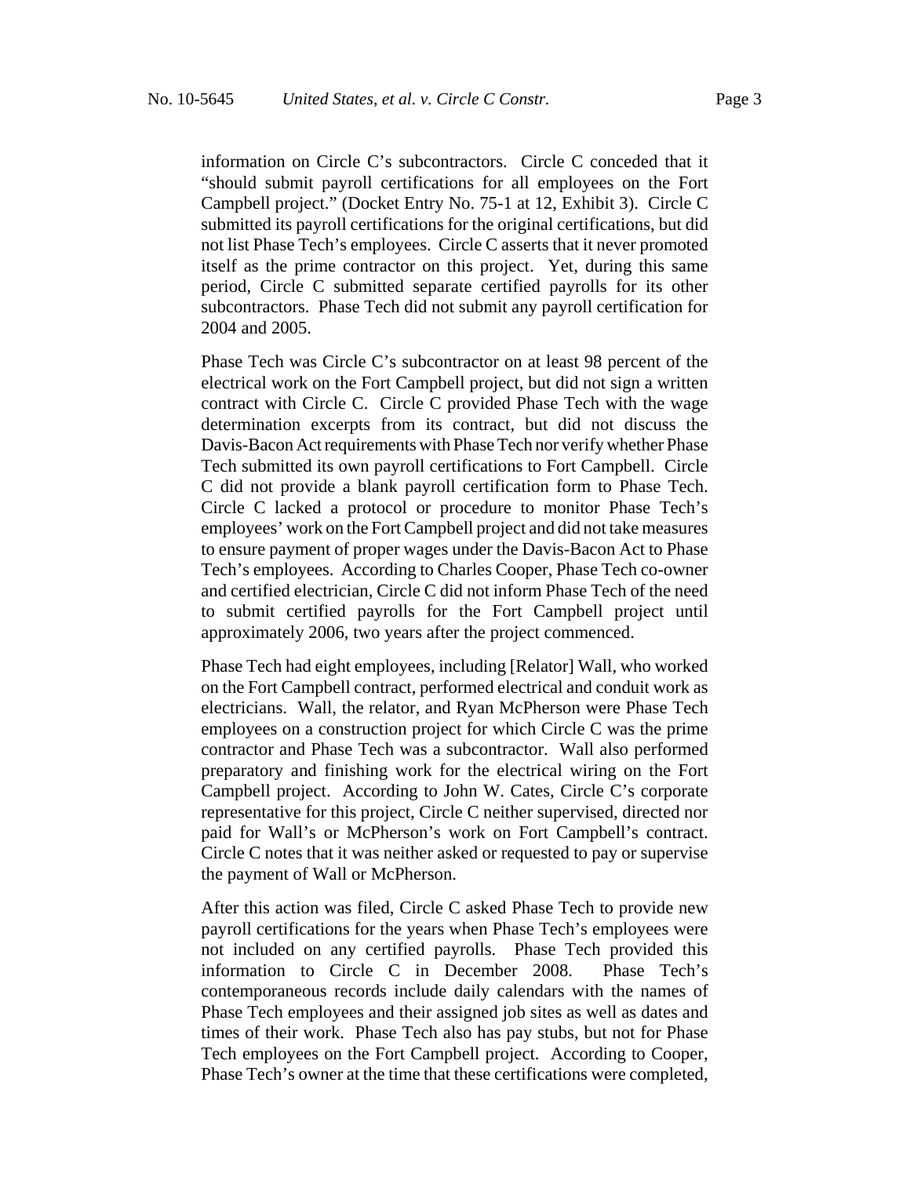information on Circle C's subcontractors. Circle C conceded that it "should submit payroll certifications for all employees on the Fort Campbell project." (Docket Entry No. 75-1 at 12, Exhibit 3). Circle C submitted its payroll certifications for the original certifications, but did not list Phase Tech's employees. Circle C asserts that it never promoted itself as the prime contractor on this project. Yet, during this same period, Circle C submitted separate certified payrolls for its other subcontractors. Phase Tech did not submit any payroll certification for 2004 and 2005.

Phase Tech was Circle C's subcontractor on at least 98 percent of the electrical work on the Fort Campbell project, but did not sign a written contract with Circle C. Circle C provided Phase Tech with the wage determination excerpts from its contract, but did not discuss the Davis-Bacon Act requirements with Phase Tech nor verify whether Phase Tech submitted its own payroll certifications to Fort Campbell. Circle C did not provide a blank payroll certification form to Phase Tech. Circle C lacked a protocol or procedure to monitor Phase Tech's employees' work on the Fort Campbell project and did not take measures to ensure payment of proper wages under the Davis-Bacon Act to Phase Tech's employees. According to Charles Cooper, Phase Tech co-owner and certified electrician, Circle C did not inform Phase Tech of the need to submit certified payrolls for the Fort Campbell project until approximately 2006, two years after the project commenced.

Phase Tech had eight employees, including [Relator] Wall, who worked on the Fort Campbell contract, performed electrical and conduit work as electricians. Wall, the relator, and Ryan McPherson were Phase Tech employees on a construction project for which Circle C was the prime contractor and Phase Tech was a subcontractor. Wall also performed preparatory and finishing work for the electrical wiring on the Fort Campbell project. According to John W. Cates, Circle C's corporate representative for this project, Circle C neither supervised, directed nor paid for Wall's or McPherson's work on Fort Campbell's contract. Circle C notes that it was neither asked or requested to pay or supervise the payment of Wall or McPherson.

After this action was filed, Circle C asked Phase Tech to provide new payroll certifications for the years when Phase Tech's employees were not included on any certified payrolls. Phase Tech provided this information to Circle C in December 2008. Phase Tech's contemporaneous records include daily calendars with the names of Phase Tech employees and their assigned job sites as well as dates and times of their work. Phase Tech also has pay stubs, but not for Phase Tech employees on the Fort Campbell project. According to Cooper, Phase Tech's owner at the time that these certifications were completed,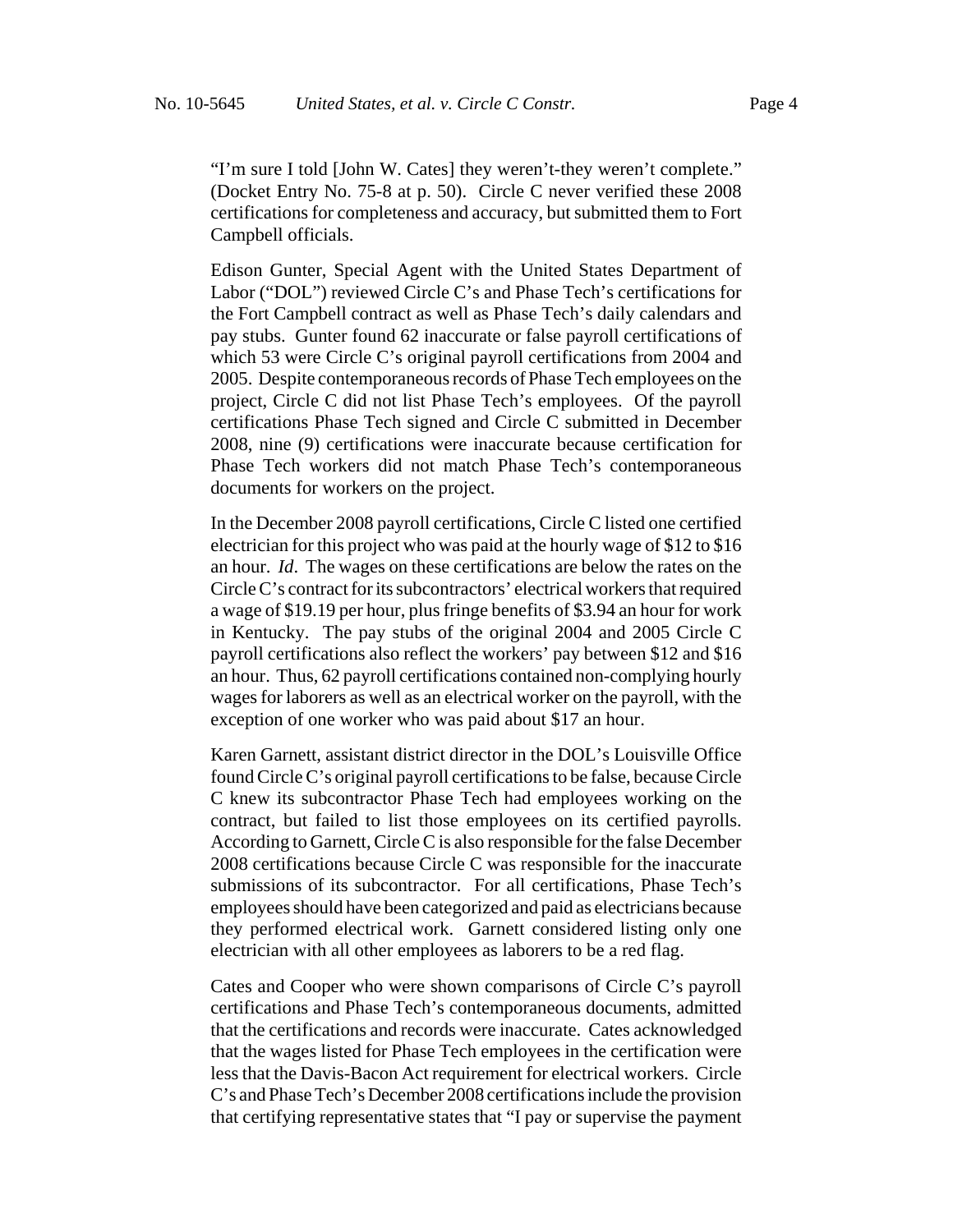"I'm sure I told [John W. Cates] they weren't-they weren't complete." (Docket Entry No. 75-8 at p. 50). Circle C never verified these 2008 certifications for completeness and accuracy, but submitted them to Fort Campbell officials.

Edison Gunter, Special Agent with the United States Department of Labor ("DOL") reviewed Circle C's and Phase Tech's certifications for the Fort Campbell contract as well as Phase Tech's daily calendars and pay stubs. Gunter found 62 inaccurate or false payroll certifications of which 53 were Circle C's original payroll certifications from 2004 and 2005. Despite contemporaneous records of Phase Tech employees on the project, Circle C did not list Phase Tech's employees. Of the payroll certifications Phase Tech signed and Circle C submitted in December 2008, nine (9) certifications were inaccurate because certification for Phase Tech workers did not match Phase Tech's contemporaneous documents for workers on the project.

In the December 2008 payroll certifications, Circle C listed one certified electrician for this project who was paid at the hourly wage of $12 to $16 an hour. *Id*. The wages on these certifications are below the rates on the Circle C's contract for its subcontractors' electrical workers that required a wage of $19.19 per hour, plus fringe benefits of $3.94 an hour for work in Kentucky. The pay stubs of the original 2004 and 2005 Circle C payroll certifications also reflect the workers' pay between $12 and $16 an hour. Thus, 62 payroll certifications contained non-complying hourly wages for laborers as well as an electrical worker on the payroll, with the exception of one worker who was paid about $17 an hour.

Karen Garnett, assistant district director in the DOL's Louisville Office found Circle C's original payroll certifications to be false, because Circle C knew its subcontractor Phase Tech had employees working on the contract, but failed to list those employees on its certified payrolls. According to Garnett, Circle C is also responsible for the false December 2008 certifications because Circle C was responsible for the inaccurate submissions of its subcontractor. For all certifications, Phase Tech's employees should have been categorized and paid as electricians because they performed electrical work. Garnett considered listing only one electrician with all other employees as laborers to be a red flag.

Cates and Cooper who were shown comparisons of Circle C's payroll certifications and Phase Tech's contemporaneous documents, admitted that the certifications and records were inaccurate. Cates acknowledged that the wages listed for Phase Tech employees in the certification were less that the Davis-Bacon Act requirement for electrical workers. Circle C's and Phase Tech's December 2008 certifications include the provision that certifying representative states that "I pay or supervise the payment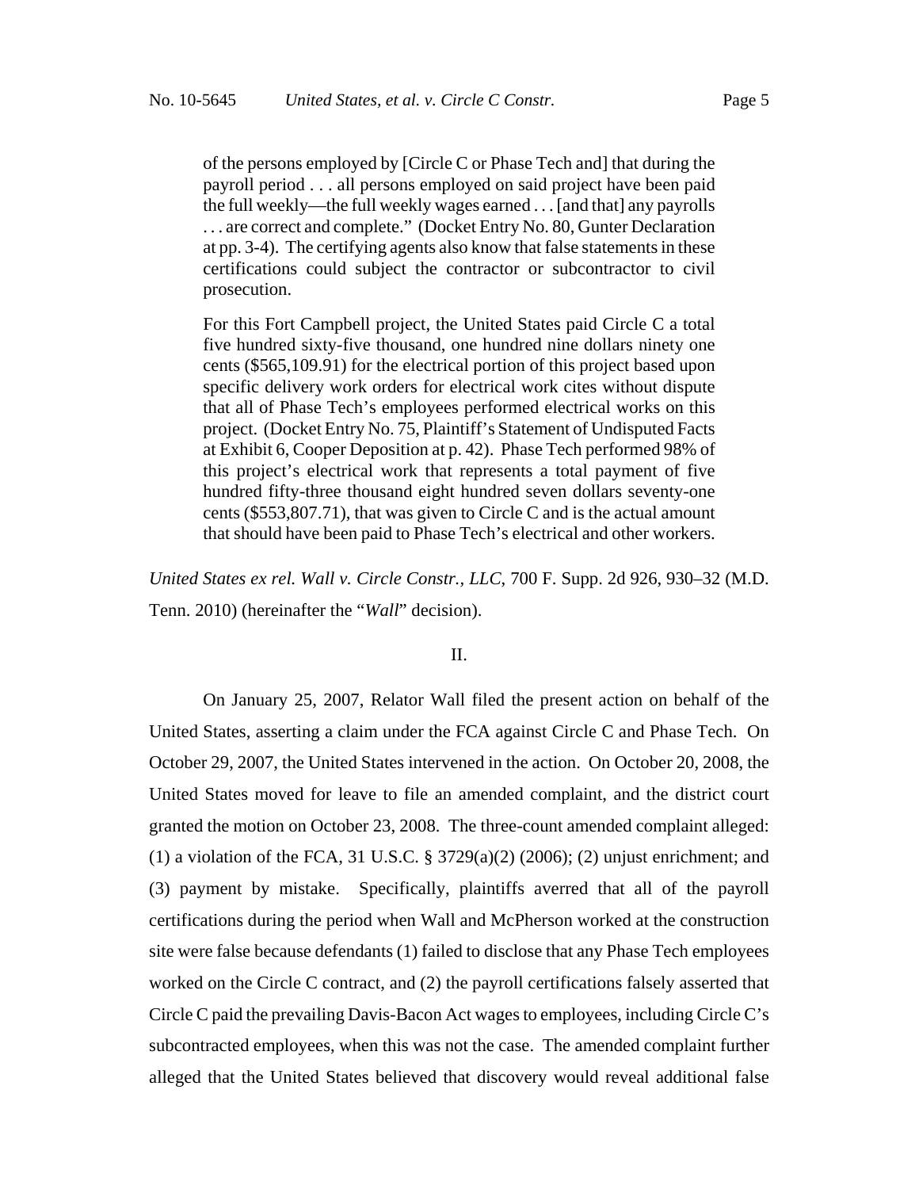> of the persons employed by [Circle C or Phase Tech and] that during the payroll period . . . all persons employed on said project have been paid the full weekly—the full weekly wages earned . . . [and that] any payrolls . . . are correct and complete." (Docket Entry No. 80, Gunter Declaration at pp. 3-4). The certifying agents also know that false statements in these certifications could subject the contractor or subcontractor to civil prosecution.
>
> For this Fort Campbell project, the United States paid Circle C a total five hundred sixty-five thousand, one hundred nine dollars ninety one cents ($565,109.91) for the electrical portion of this project based upon specific delivery work orders for electrical work cites without dispute that all of Phase Tech's employees performed electrical works on this project. (Docket Entry No. 75, Plaintiff's Statement of Undisputed Facts at Exhibit 6, Cooper Deposition at p. 42). Phase Tech performed 98% of this project's electrical work that represents a total payment of five hundred fifty-three thousand eight hundred seven dollars seventy-one cents ($553,807.71), that was given to Circle C and is the actual amount that should have been paid to Phase Tech's electrical and other workers.

*United States ex rel. Wall v. Circle Constr., LLC*, 700 F. Supp. 2d 926, 930–32 (M.D. Tenn. 2010) (hereinafter the "*Wall*" decision).

## II.

On January 25, 2007, Relator Wall filed the present action on behalf of the United States, asserting a claim under the FCA against Circle C and Phase Tech. On October 29, 2007, the United States intervened in the action. On October 20, 2008, the United States moved for leave to file an amended complaint, and the district court granted the motion on October 23, 2008. The three-count amended complaint alleged: (1) a violation of the FCA, 31 U.S.C. § 3729(a)(2) (2006); (2) unjust enrichment; and (3) payment by mistake. Specifically, plaintiffs averred that all of the payroll certifications during the period when Wall and McPherson worked at the construction site were false because defendants (1) failed to disclose that any Phase Tech employees worked on the Circle C contract, and (2) the payroll certifications falsely asserted that Circle C paid the prevailing Davis-Bacon Act wages to employees, including Circle C's subcontracted employees, when this was not the case. The amended complaint further alleged that the United States believed that discovery would reveal additional false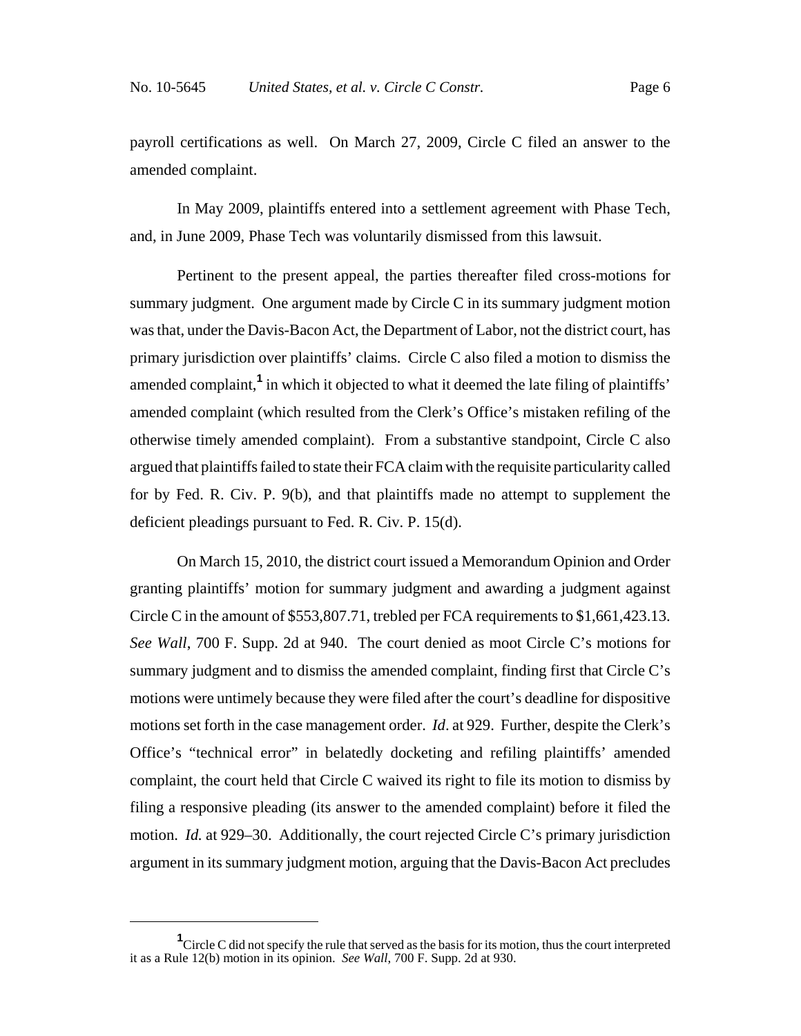payroll certifications as well. On March 27, 2009, Circle C filed an answer to the amended complaint.

In May 2009, plaintiffs entered into a settlement agreement with Phase Tech, and, in June 2009, Phase Tech was voluntarily dismissed from this lawsuit.

Pertinent to the present appeal, the parties thereafter filed cross-motions for summary judgment. One argument made by Circle C in its summary judgment motion was that, under the Davis-Bacon Act, the Department of Labor, not the district court, has primary jurisdiction over plaintiffs' claims. Circle C also filed a motion to dismiss the amended complaint,[1] in which it objected to what it deemed the late filing of plaintiffs' amended complaint (which resulted from the Clerk's Office's mistaken refiling of the otherwise timely amended complaint). From a substantive standpoint, Circle C also argued that plaintiffs failed to state their FCA claim with the requisite particularity called for by Fed. R. Civ. P. 9(b), and that plaintiffs made no attempt to supplement the deficient pleadings pursuant to Fed. R. Civ. P. 15(d).

On March 15, 2010, the district court issued a Memorandum Opinion and Order granting plaintiffs' motion for summary judgment and awarding a judgment against Circle C in the amount of $553,807.71, trebled per FCA requirements to $1,661,423.13. *See Wall*, 700 F. Supp. 2d at 940. The court denied as moot Circle C's motions for summary judgment and to dismiss the amended complaint, finding first that Circle C's motions were untimely because they were filed after the court's deadline for dispositive motions set forth in the case management order. *Id*. at 929. Further, despite the Clerk's Office's "technical error" in belatedly docketing and refiling plaintiffs' amended complaint, the court held that Circle C waived its right to file its motion to dismiss by filing a responsive pleading (its answer to the amended complaint) before it filed the motion. *Id.* at 929–30. Additionally, the court rejected Circle C's primary jurisdiction argument in its summary judgment motion, arguing that the Davis-Bacon Act precludes

---

[1] Circle C did not specify the rule that served as the basis for its motion, thus the court interpreted it as a Rule 12(b) motion in its opinion. *See Wall*, 700 F. Supp. 2d at 930.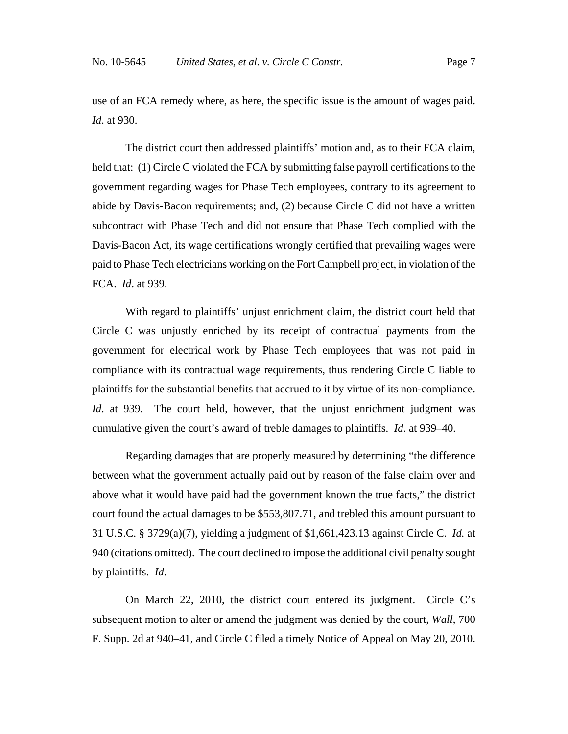use of an FCA remedy where, as here, the specific issue is the amount of wages paid. *Id*. at 930.

The district court then addressed plaintiffs' motion and, as to their FCA claim, held that: (1) Circle C violated the FCA by submitting false payroll certifications to the government regarding wages for Phase Tech employees, contrary to its agreement to abide by Davis-Bacon requirements; and, (2) because Circle C did not have a written subcontract with Phase Tech and did not ensure that Phase Tech complied with the Davis-Bacon Act, its wage certifications wrongly certified that prevailing wages were paid to Phase Tech electricians working on the Fort Campbell project, in violation of the FCA. *Id*. at 939.

With regard to plaintiffs' unjust enrichment claim, the district court held that Circle C was unjustly enriched by its receipt of contractual payments from the government for electrical work by Phase Tech employees that was not paid in compliance with its contractual wage requirements, thus rendering Circle C liable to plaintiffs for the substantial benefits that accrued to it by virtue of its non-compliance. *Id*. at 939. The court held, however, that the unjust enrichment judgment was cumulative given the court's award of treble damages to plaintiffs. *Id*. at 939–40.

Regarding damages that are properly measured by determining "the difference between what the government actually paid out by reason of the false claim over and above what it would have paid had the government known the true facts," the district court found the actual damages to be $553,807.71, and trebled this amount pursuant to 31 U.S.C. § 3729(a)(7), yielding a judgment of $1,661,423.13 against Circle C. *Id.* at 940 (citations omitted). The court declined to impose the additional civil penalty sought by plaintiffs. *Id*.

On March 22, 2010, the district court entered its judgment. Circle C's subsequent motion to alter or amend the judgment was denied by the court, *Wall*, 700 F. Supp. 2d at 940–41, and Circle C filed a timely Notice of Appeal on May 20, 2010.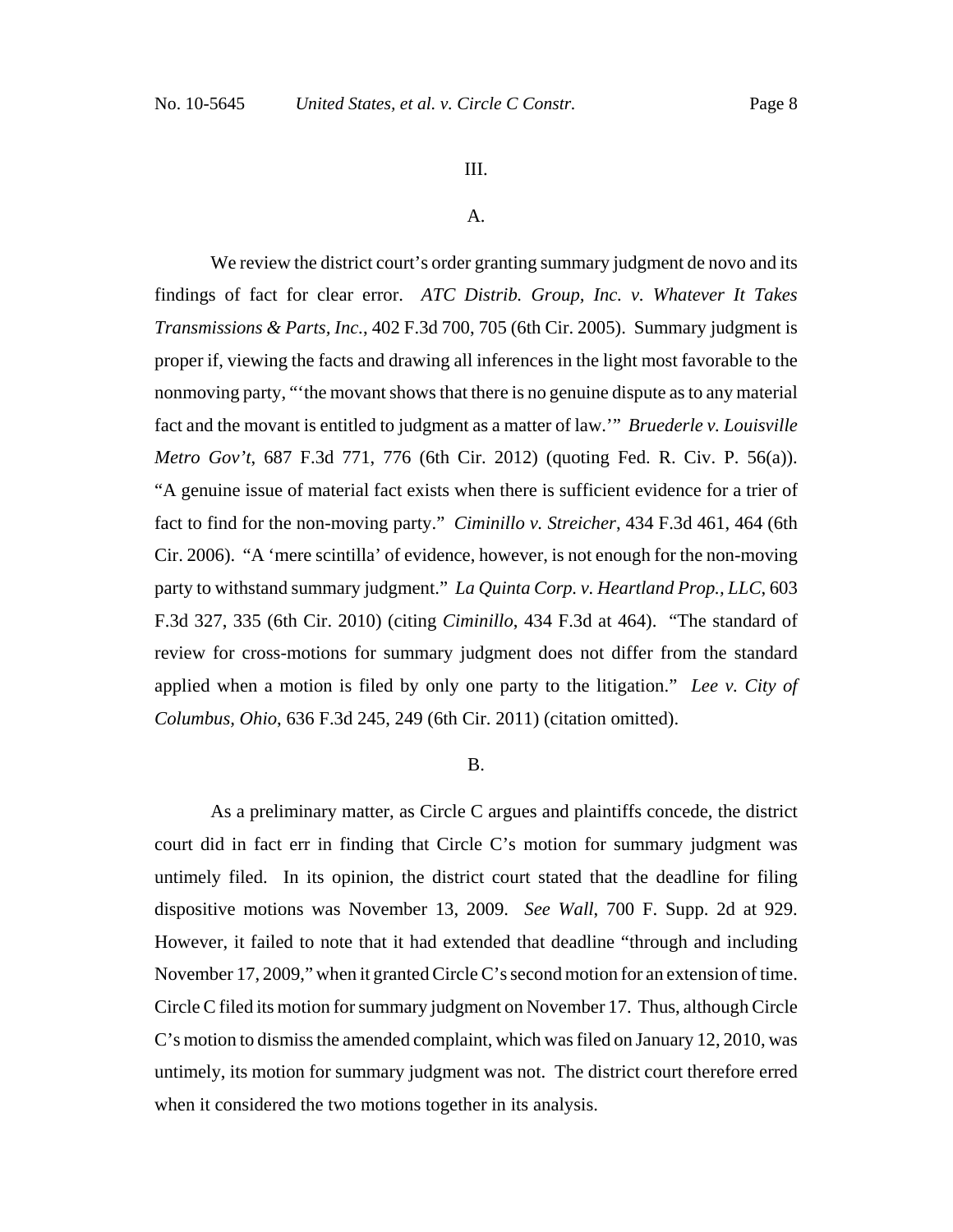III.

A.

We review the district court's order granting summary judgment de novo and its findings of fact for clear error. *ATC Distrib. Group, Inc. v. Whatever It Takes Transmissions & Parts, Inc.*, 402 F.3d 700, 705 (6th Cir. 2005). Summary judgment is proper if, viewing the facts and drawing all inferences in the light most favorable to the nonmoving party, "'the movant shows that there is no genuine dispute as to any material fact and the movant is entitled to judgment as a matter of law.'" *Bruederle v. Louisville Metro Gov't*, 687 F.3d 771, 776 (6th Cir. 2012) (quoting Fed. R. Civ. P. 56(a)). "A genuine issue of material fact exists when there is sufficient evidence for a trier of fact to find for the non-moving party." *Ciminillo v. Streicher*, 434 F.3d 461, 464 (6th Cir. 2006). "A 'mere scintilla' of evidence, however, is not enough for the non-moving party to withstand summary judgment." *La Quinta Corp. v. Heartland Prop., LLC*, 603 F.3d 327, 335 (6th Cir. 2010) (citing *Ciminillo*, 434 F.3d at 464). "The standard of review for cross-motions for summary judgment does not differ from the standard applied when a motion is filed by only one party to the litigation." *Lee v. City of Columbus, Ohio*, 636 F.3d 245, 249 (6th Cir. 2011) (citation omitted).

B.

As a preliminary matter, as Circle C argues and plaintiffs concede, the district court did in fact err in finding that Circle C's motion for summary judgment was untimely filed. In its opinion, the district court stated that the deadline for filing dispositive motions was November 13, 2009. *See Wall*, 700 F. Supp. 2d at 929. However, it failed to note that it had extended that deadline "through and including November 17, 2009," when it granted Circle C's second motion for an extension of time. Circle C filed its motion for summary judgment on November 17. Thus, although Circle C's motion to dismiss the amended complaint, which was filed on January 12, 2010, was untimely, its motion for summary judgment was not. The district court therefore erred when it considered the two motions together in its analysis.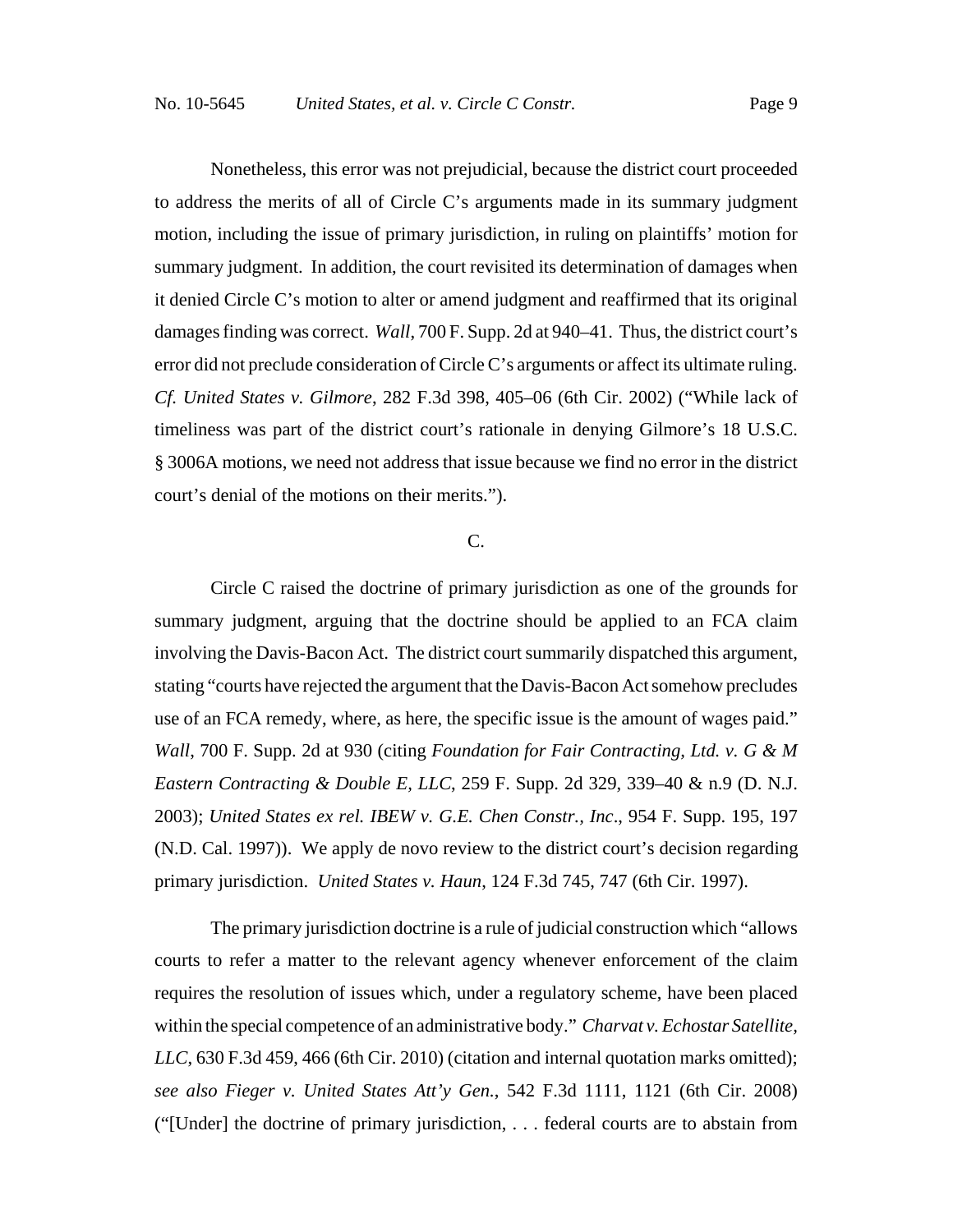Nonetheless, this error was not prejudicial, because the district court proceeded to address the merits of all of Circle C's arguments made in its summary judgment motion, including the issue of primary jurisdiction, in ruling on plaintiffs' motion for summary judgment. In addition, the court revisited its determination of damages when it denied Circle C's motion to alter or amend judgment and reaffirmed that its original damages finding was correct. *Wall*, 700 F. Supp. 2d at 940–41. Thus, the district court's error did not preclude consideration of Circle C's arguments or affect its ultimate ruling. *Cf. United States v. Gilmore*, 282 F.3d 398, 405–06 (6th Cir. 2002) ("While lack of timeliness was part of the district court's rationale in denying Gilmore's 18 U.S.C. § 3006A motions, we need not address that issue because we find no error in the district court's denial of the motions on their merits.").

C.

Circle C raised the doctrine of primary jurisdiction as one of the grounds for summary judgment, arguing that the doctrine should be applied to an FCA claim involving the Davis-Bacon Act. The district court summarily dispatched this argument, stating "courts have rejected the argument that the Davis-Bacon Act somehow precludes use of an FCA remedy, where, as here, the specific issue is the amount of wages paid." *Wall*, 700 F. Supp. 2d at 930 (citing *Foundation for Fair Contracting, Ltd. v. G & M Eastern Contracting & Double E, LLC*, 259 F. Supp. 2d 329, 339–40 & n.9 (D. N.J. 2003); *United States ex rel. IBEW v. G.E. Chen Constr., Inc*., 954 F. Supp. 195, 197 (N.D. Cal. 1997)). We apply de novo review to the district court's decision regarding primary jurisdiction. *United States v. Haun*, 124 F.3d 745, 747 (6th Cir. 1997).

The primary jurisdiction doctrine is a rule of judicial construction which "allows courts to refer a matter to the relevant agency whenever enforcement of the claim requires the resolution of issues which, under a regulatory scheme, have been placed within the special competence of an administrative body." *Charvat v. Echostar Satellite, LLC*, 630 F.3d 459, 466 (6th Cir. 2010) (citation and internal quotation marks omitted); *see also Fieger v. United States Att'y Gen.*, 542 F.3d 1111, 1121 (6th Cir. 2008) ("[Under] the doctrine of primary jurisdiction, . . . federal courts are to abstain from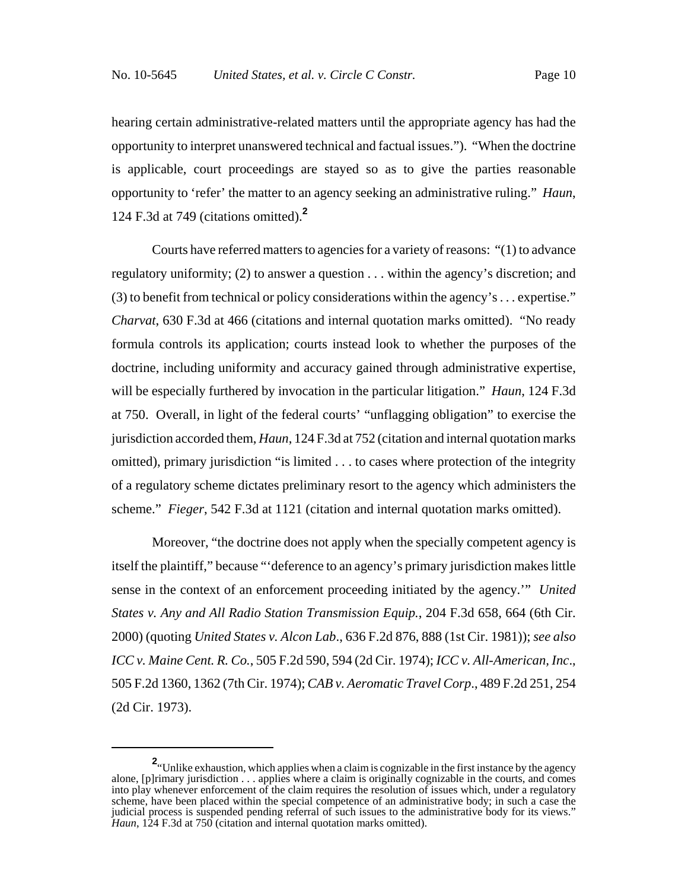hearing certain administrative-related matters until the appropriate agency has had the opportunity to interpret unanswered technical and factual issues."). "When the doctrine is applicable, court proceedings are stayed so as to give the parties reasonable opportunity to 'refer' the matter to an agency seeking an administrative ruling." *Haun*, 124 F.3d at 749 (citations omitted).[2]

Courts have referred matters to agencies for a variety of reasons: "(1) to advance regulatory uniformity; (2) to answer a question . . . within the agency's discretion; and (3) to benefit from technical or policy considerations within the agency's . . . expertise." *Charvat*, 630 F.3d at 466 (citations and internal quotation marks omitted). "No ready formula controls its application; courts instead look to whether the purposes of the doctrine, including uniformity and accuracy gained through administrative expertise, will be especially furthered by invocation in the particular litigation." *Haun*, 124 F.3d at 750. Overall, in light of the federal courts' "unflagging obligation" to exercise the jurisdiction accorded them, *Haun*, 124 F.3d at 752 (citation and internal quotation marks omitted), primary jurisdiction "is limited . . . to cases where protection of the integrity of a regulatory scheme dictates preliminary resort to the agency which administers the scheme." *Fieger*, 542 F.3d at 1121 (citation and internal quotation marks omitted).

Moreover, "the doctrine does not apply when the specially competent agency is itself the plaintiff," because "'deference to an agency's primary jurisdiction makes little sense in the context of an enforcement proceeding initiated by the agency.'" *United States v. Any and All Radio Station Transmission Equip.*, 204 F.3d 658, 664 (6th Cir. 2000) (quoting *United States v. Alcon Lab*., 636 F.2d 876, 888 (1st Cir. 1981)); *see also ICC v. Maine Cent. R. Co.*, 505 F.2d 590, 594 (2d Cir. 1974); *ICC v. All-American, Inc*., 505 F.2d 1360, 1362 (7th Cir. 1974); *CAB v. Aeromatic Travel Corp*., 489 F.2d 251, 254 (2d Cir. 1973).

---

[2] "Unlike exhaustion, which applies when a claim is cognizable in the first instance by the agency alone, [p]rimary jurisdiction . . . applies where a claim is originally cognizable in the courts, and comes into play whenever enforcement of the claim requires the resolution of issues which, under a regulatory scheme, have been placed within the special competence of an administrative body; in such a case the judicial process is suspended pending referral of such issues to the administrative body for its views." *Haun*, 124 F.3d at 750 (citation and internal quotation marks omitted).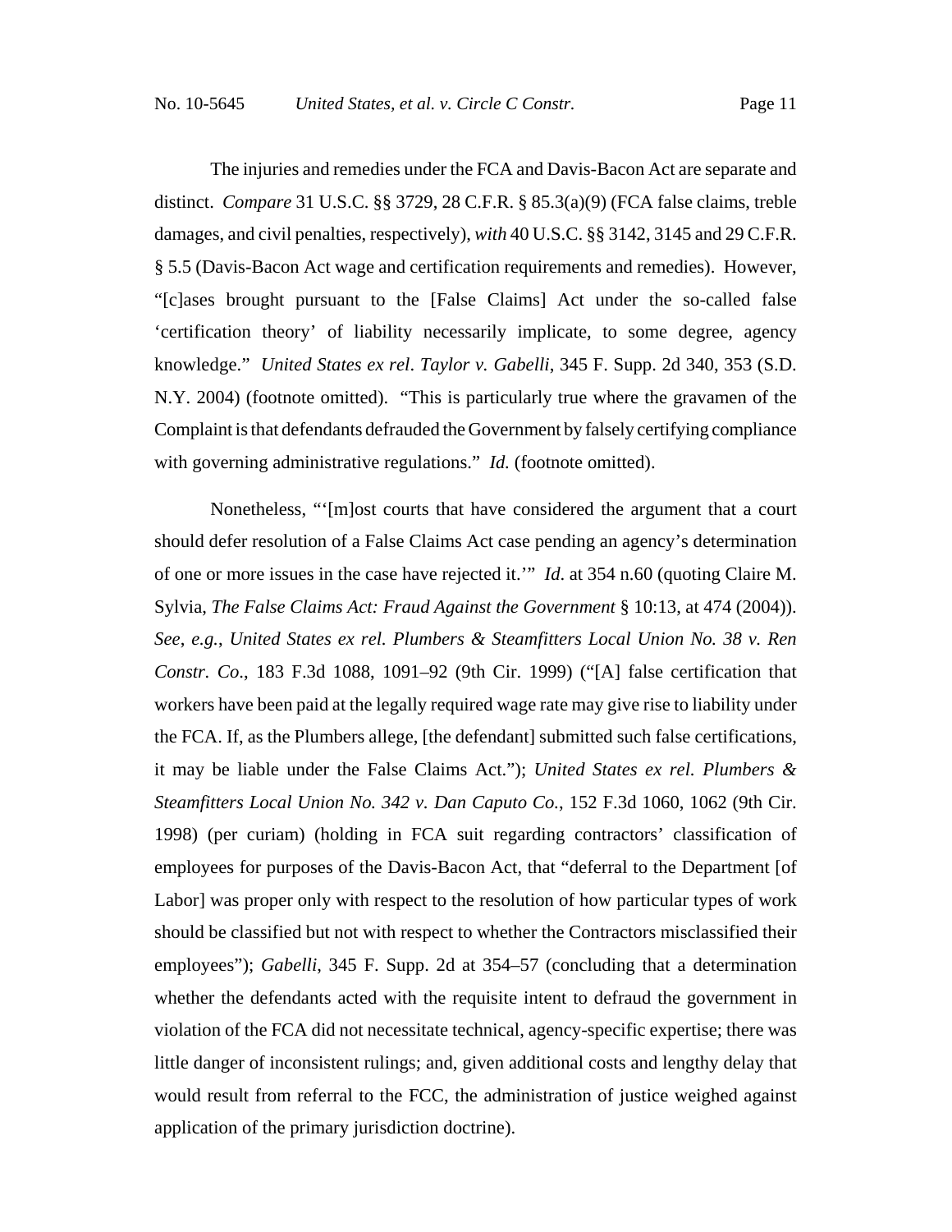The injuries and remedies under the FCA and Davis-Bacon Act are separate and distinct. *Compare* 31 U.S.C. §§ 3729, 28 C.F.R. § 85.3(a)(9) (FCA false claims, treble damages, and civil penalties, respectively), *with* 40 U.S.C. §§ 3142, 3145 and 29 C.F.R. § 5.5 (Davis-Bacon Act wage and certification requirements and remedies). However, "[c]ases brought pursuant to the [False Claims] Act under the so-called false 'certification theory' of liability necessarily implicate, to some degree, agency knowledge." *United States ex rel. Taylor v. Gabelli*, 345 F. Supp. 2d 340, 353 (S.D. N.Y. 2004) (footnote omitted). "This is particularly true where the gravamen of the Complaint is that defendants defrauded the Government by falsely certifying compliance with governing administrative regulations." *Id.* (footnote omitted).

Nonetheless, "'[m]ost courts that have considered the argument that a court should defer resolution of a False Claims Act case pending an agency's determination of one or more issues in the case have rejected it.'" *Id.* at 354 n.60 (quoting Claire M. Sylvia, *The False Claims Act: Fraud Against the Government* § 10:13, at 474 (2004)). *See, e.g.*, *United States ex rel. Plumbers & Steamfitters Local Union No. 38 v. Ren Constr. Co.*, 183 F.3d 1088, 1091–92 (9th Cir. 1999) ("[A] false certification that workers have been paid at the legally required wage rate may give rise to liability under the FCA. If, as the Plumbers allege, [the defendant] submitted such false certifications, it may be liable under the False Claims Act."); *United States ex rel. Plumbers & Steamfitters Local Union No. 342 v. Dan Caputo Co.*, 152 F.3d 1060, 1062 (9th Cir. 1998) (per curiam) (holding in FCA suit regarding contractors' classification of employees for purposes of the Davis-Bacon Act, that "deferral to the Department [of Labor] was proper only with respect to the resolution of how particular types of work should be classified but not with respect to whether the Contractors misclassified their employees"); *Gabelli*, 345 F. Supp. 2d at 354–57 (concluding that a determination whether the defendants acted with the requisite intent to defraud the government in violation of the FCA did not necessitate technical, agency-specific expertise; there was little danger of inconsistent rulings; and, given additional costs and lengthy delay that would result from referral to the FCC, the administration of justice weighed against application of the primary jurisdiction doctrine).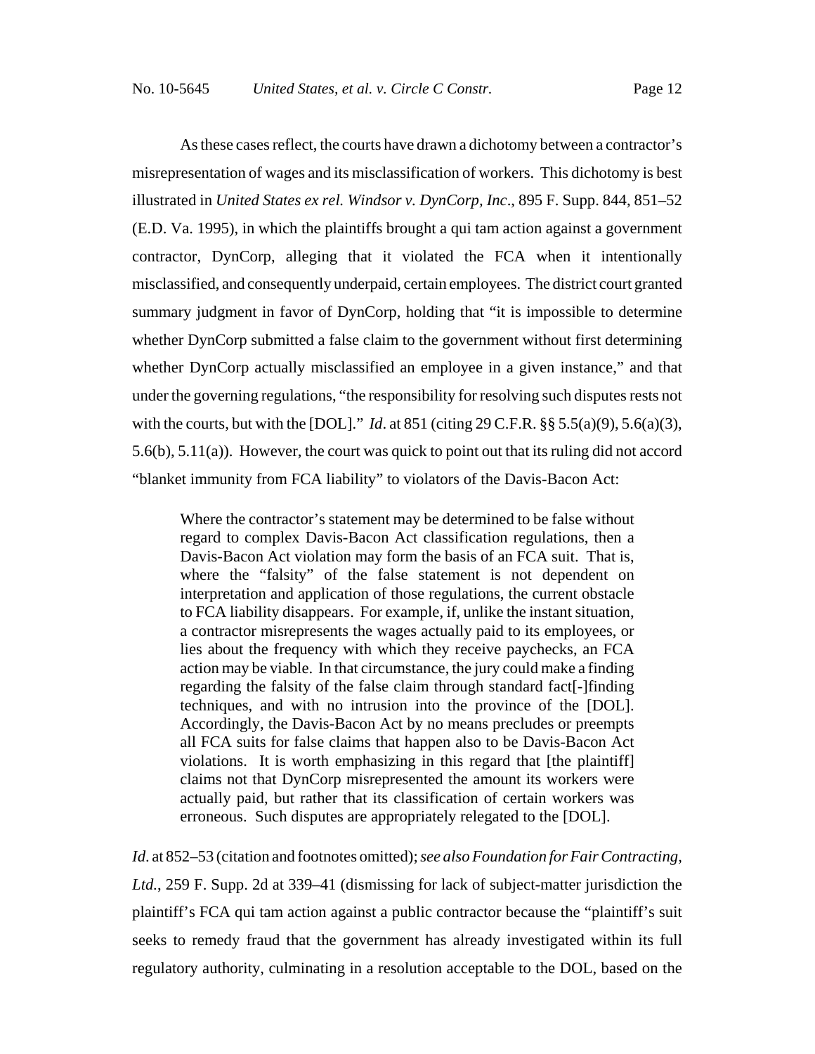As these cases reflect, the courts have drawn a dichotomy between a contractor's misrepresentation of wages and its misclassification of workers. This dichotomy is best illustrated in *United States ex rel. Windsor v. DynCorp, Inc*., 895 F. Supp. 844, 851–52 (E.D. Va. 1995), in which the plaintiffs brought a qui tam action against a government contractor, DynCorp, alleging that it violated the FCA when it intentionally misclassified, and consequently underpaid, certain employees. The district court granted summary judgment in favor of DynCorp, holding that "it is impossible to determine whether DynCorp submitted a false claim to the government without first determining whether DynCorp actually misclassified an employee in a given instance," and that under the governing regulations, "the responsibility for resolving such disputes rests not with the courts, but with the [DOL]." *Id*. at 851 (citing 29 C.F.R. §§ 5.5(a)(9), 5.6(a)(3), 5.6(b), 5.11(a)). However, the court was quick to point out that its ruling did not accord "blanket immunity from FCA liability" to violators of the Davis-Bacon Act:

> Where the contractor's statement may be determined to be false without regard to complex Davis-Bacon Act classification regulations, then a Davis-Bacon Act violation may form the basis of an FCA suit. That is, where the "falsity" of the false statement is not dependent on interpretation and application of those regulations, the current obstacle to FCA liability disappears. For example, if, unlike the instant situation, a contractor misrepresents the wages actually paid to its employees, or lies about the frequency with which they receive paychecks, an FCA action may be viable. In that circumstance, the jury could make a finding regarding the falsity of the false claim through standard fact[-]finding techniques, and with no intrusion into the province of the [DOL]. Accordingly, the Davis-Bacon Act by no means precludes or preempts all FCA suits for false claims that happen also to be Davis-Bacon Act violations. It is worth emphasizing in this regard that [the plaintiff] claims not that DynCorp misrepresented the amount its workers were actually paid, but rather that its classification of certain workers was erroneous. Such disputes are appropriately relegated to the [DOL].

*Id*. at 852–53 (citation and footnotes omitted); *see also Foundation for Fair Contracting, Ltd.*, 259 F. Supp. 2d at 339–41 (dismissing for lack of subject-matter jurisdiction the plaintiff's FCA qui tam action against a public contractor because the "plaintiff's suit seeks to remedy fraud that the government has already investigated within its full regulatory authority, culminating in a resolution acceptable to the DOL, based on the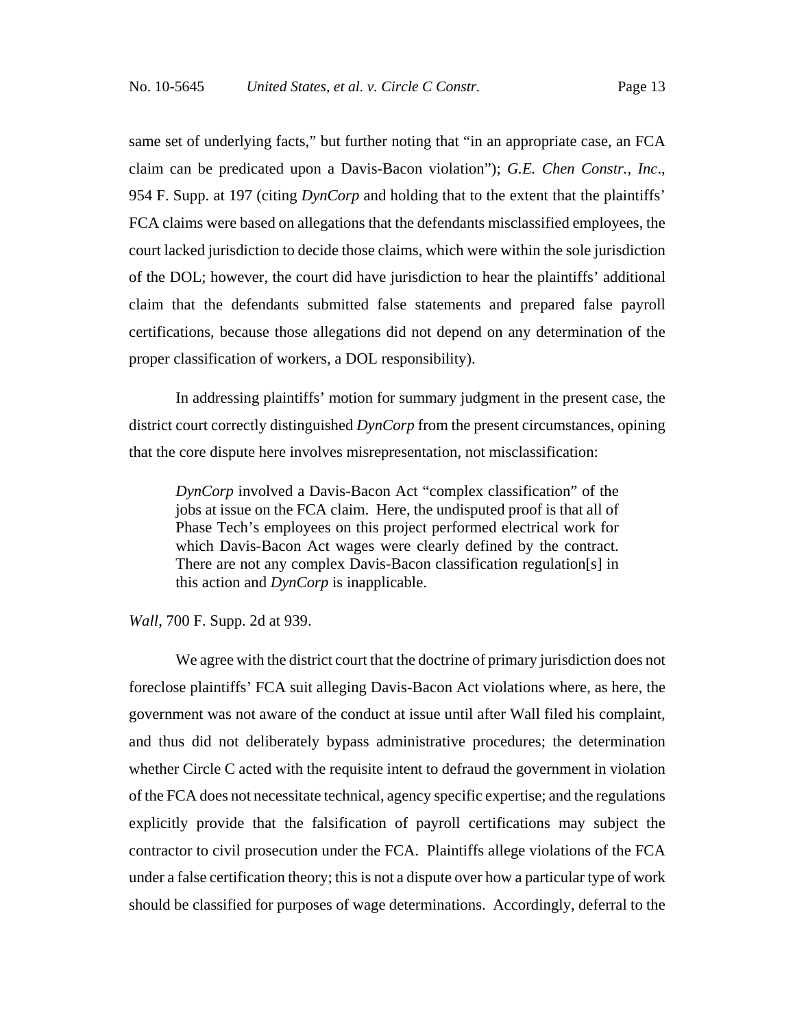same set of underlying facts," but further noting that "in an appropriate case, an FCA claim can be predicated upon a Davis-Bacon violation"); *G.E. Chen Constr., Inc*., 954 F. Supp. at 197 (citing *DynCorp* and holding that to the extent that the plaintiffs' FCA claims were based on allegations that the defendants misclassified employees, the court lacked jurisdiction to decide those claims, which were within the sole jurisdiction of the DOL; however, the court did have jurisdiction to hear the plaintiffs' additional claim that the defendants submitted false statements and prepared false payroll certifications, because those allegations did not depend on any determination of the proper classification of workers, a DOL responsibility).

In addressing plaintiffs' motion for summary judgment in the present case, the district court correctly distinguished *DynCorp* from the present circumstances, opining that the core dispute here involves misrepresentation, not misclassification:

> *DynCorp* involved a Davis-Bacon Act "complex classification" of the jobs at issue on the FCA claim. Here, the undisputed proof is that all of Phase Tech's employees on this project performed electrical work for which Davis-Bacon Act wages were clearly defined by the contract. There are not any complex Davis-Bacon classification regulation[s] in this action and *DynCorp* is inapplicable.

*Wall*, 700 F. Supp. 2d at 939.

We agree with the district court that the doctrine of primary jurisdiction does not foreclose plaintiffs' FCA suit alleging Davis-Bacon Act violations where, as here, the government was not aware of the conduct at issue until after Wall filed his complaint, and thus did not deliberately bypass administrative procedures; the determination whether Circle C acted with the requisite intent to defraud the government in violation of the FCA does not necessitate technical, agency specific expertise; and the regulations explicitly provide that the falsification of payroll certifications may subject the contractor to civil prosecution under the FCA. Plaintiffs allege violations of the FCA under a false certification theory; this is not a dispute over how a particular type of work should be classified for purposes of wage determinations. Accordingly, deferral to the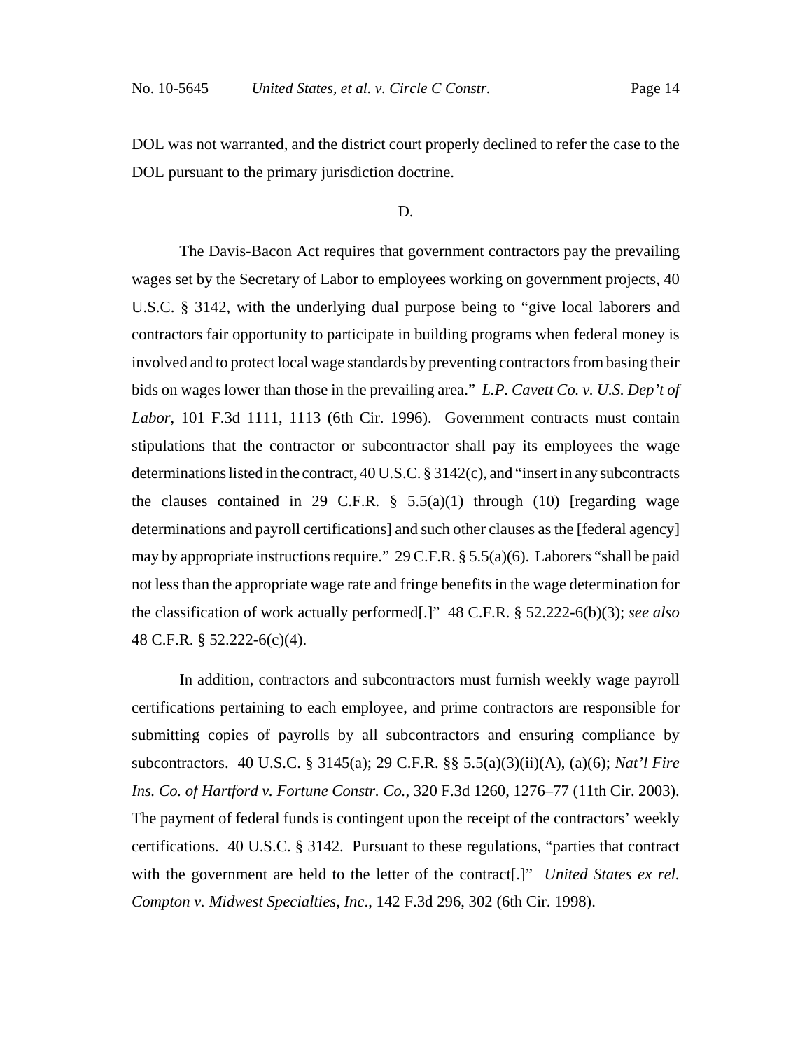DOL was not warranted, and the district court properly declined to refer the case to the DOL pursuant to the primary jurisdiction doctrine.

D.

The Davis-Bacon Act requires that government contractors pay the prevailing wages set by the Secretary of Labor to employees working on government projects, 40 U.S.C. § 3142, with the underlying dual purpose being to "give local laborers and contractors fair opportunity to participate in building programs when federal money is involved and to protect local wage standards by preventing contractors from basing their bids on wages lower than those in the prevailing area." *L.P. Cavett Co. v. U.S. Dep't of Labor*, 101 F.3d 1111, 1113 (6th Cir. 1996). Government contracts must contain stipulations that the contractor or subcontractor shall pay its employees the wage determinations listed in the contract, 40 U.S.C. § 3142(c), and "insert in any subcontracts the clauses contained in 29 C.F.R. § 5.5(a)(1) through (10) [regarding wage determinations and payroll certifications] and such other clauses as the [federal agency] may by appropriate instructions require." 29 C.F.R. § 5.5(a)(6). Laborers "shall be paid not less than the appropriate wage rate and fringe benefits in the wage determination for the classification of work actually performed[.]" 48 C.F.R. § 52.222-6(b)(3); *see also* 48 C.F.R. § 52.222-6(c)(4).

In addition, contractors and subcontractors must furnish weekly wage payroll certifications pertaining to each employee, and prime contractors are responsible for submitting copies of payrolls by all subcontractors and ensuring compliance by subcontractors. 40 U.S.C. § 3145(a); 29 C.F.R. §§ 5.5(a)(3)(ii)(A), (a)(6); *Nat'l Fire Ins. Co. of Hartford v. Fortune Constr. Co.*, 320 F.3d 1260, 1276–77 (11th Cir. 2003). The payment of federal funds is contingent upon the receipt of the contractors' weekly certifications. 40 U.S.C. § 3142. Pursuant to these regulations, "parties that contract with the government are held to the letter of the contract[.]" *United States ex rel. Compton v. Midwest Specialties, Inc.*, 142 F.3d 296, 302 (6th Cir. 1998).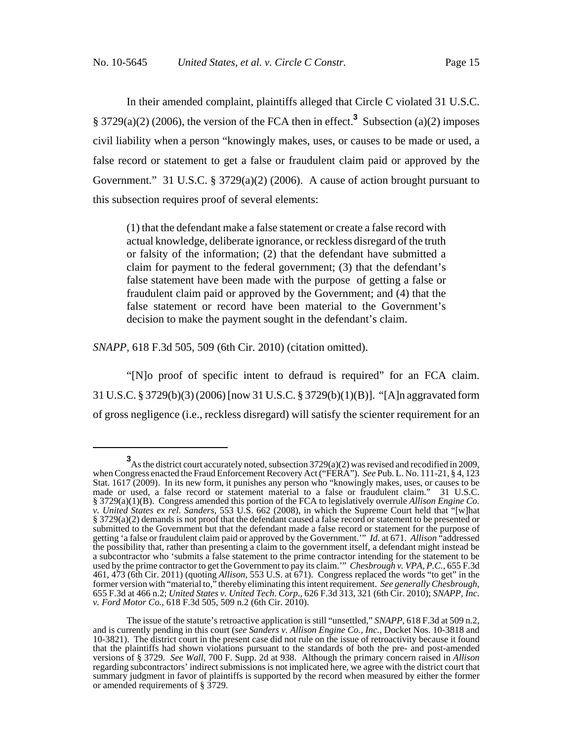In their amended complaint, plaintiffs alleged that Circle C violated 31 U.S.C. § 3729(a)(2) (2006), the version of the FCA then in effect.[3] Subsection (a)(2) imposes civil liability when a person "knowingly makes, uses, or causes to be made or used, a false record or statement to get a false or fraudulent claim paid or approved by the Government." 31 U.S.C. § 3729(a)(2) (2006). A cause of action brought pursuant to this subsection requires proof of several elements:

> (1) that the defendant make a false statement or create a false record with actual knowledge, deliberate ignorance, or reckless disregard of the truth or falsity of the information; (2) that the defendant have submitted a claim for payment to the federal government; (3) that the defendant's false statement have been made with the purpose of getting a false or fraudulent claim paid or approved by the Government; and (4) that the false statement or record have been material to the Government's decision to make the payment sought in the defendant's claim.

*SNAPP*, 618 F.3d 505, 509 (6th Cir. 2010) (citation omitted).

"[N]o proof of specific intent to defraud is required" for an FCA claim. 31 U.S.C. § 3729(b)(3) (2006) [now 31 U.S.C. § 3729(b)(1)(B)]. "[A]n aggravated form of gross negligence (i.e., reckless disregard) will satisfy the scienter requirement for an

---

[3] As the district court accurately noted, subsection 3729(a)(2) was revised and recodified in 2009, when Congress enacted the Fraud Enforcement Recovery Act ("FERA"). *See* Pub. L. No. 111-21, § 4, 123 Stat. 1617 (2009). In its new form, it punishes any person who "knowingly makes, uses, or causes to be made or used, a false record or statement material to a false or fraudulent claim." 31 U.S.C. § 3729(a)(1)(B). Congress amended this portion of the FCA to legislatively overrule *Allison Engine Co. v. United States ex rel. Sanders*, 553 U.S. 662 (2008), in which the Supreme Court held that "[w]hat § 3729(a)(2) demands is not proof that the defendant caused a false record or statement to be presented or submitted to the Government but that the defendant made a false record or statement for the purpose of getting 'a false or fraudulent claim paid or approved by the Government.'" *Id*. at 671. *Allison* "addressed the possibility that, rather than presenting a claim to the government itself, a defendant might instead be a subcontractor who 'submits a false statement to the prime contractor intending for the statement to be used by the prime contractor to get the Government to pay its claim.'" *Chesbrough v. VPA, P.C.*, 655 F.3d 461, 473 (6th Cir. 2011) (quoting *Allison*, 553 U.S. at 671). Congress replaced the words "to get" in the former version with "material to," thereby eliminating this intent requirement. *See generally Chesbrough*, 655 F.3d at 466 n.2; *United States v. United Tech. Corp.*, 626 F.3d 313, 321 (6th Cir. 2010); *SNAPP, Inc. v. Ford Motor Co.*, 618 F.3d 505, 509 n.2 (6th Cir. 2010).

The issue of the statute's retroactive application is still "unsettled," *SNAPP*, 618 F.3d at 509 n.2, and is currently pending in this court (*see Sanders v. Allison Engine Co., Inc.*, Docket Nos. 10-3818 and 10-3821). The district court in the present case did not rule on the issue of retroactivity because it found that the plaintiffs had shown violations pursuant to the standards of both the pre- and post-amended versions of § 3729. *See Wall*, 700 F. Supp. 2d at 938. Although the primary concern raised in *Allison* regarding subcontractors' indirect submissions is not implicated here, we agree with the district court that summary judgment in favor of plaintiffs is supported by the record when measured by either the former or amended requirements of § 3729.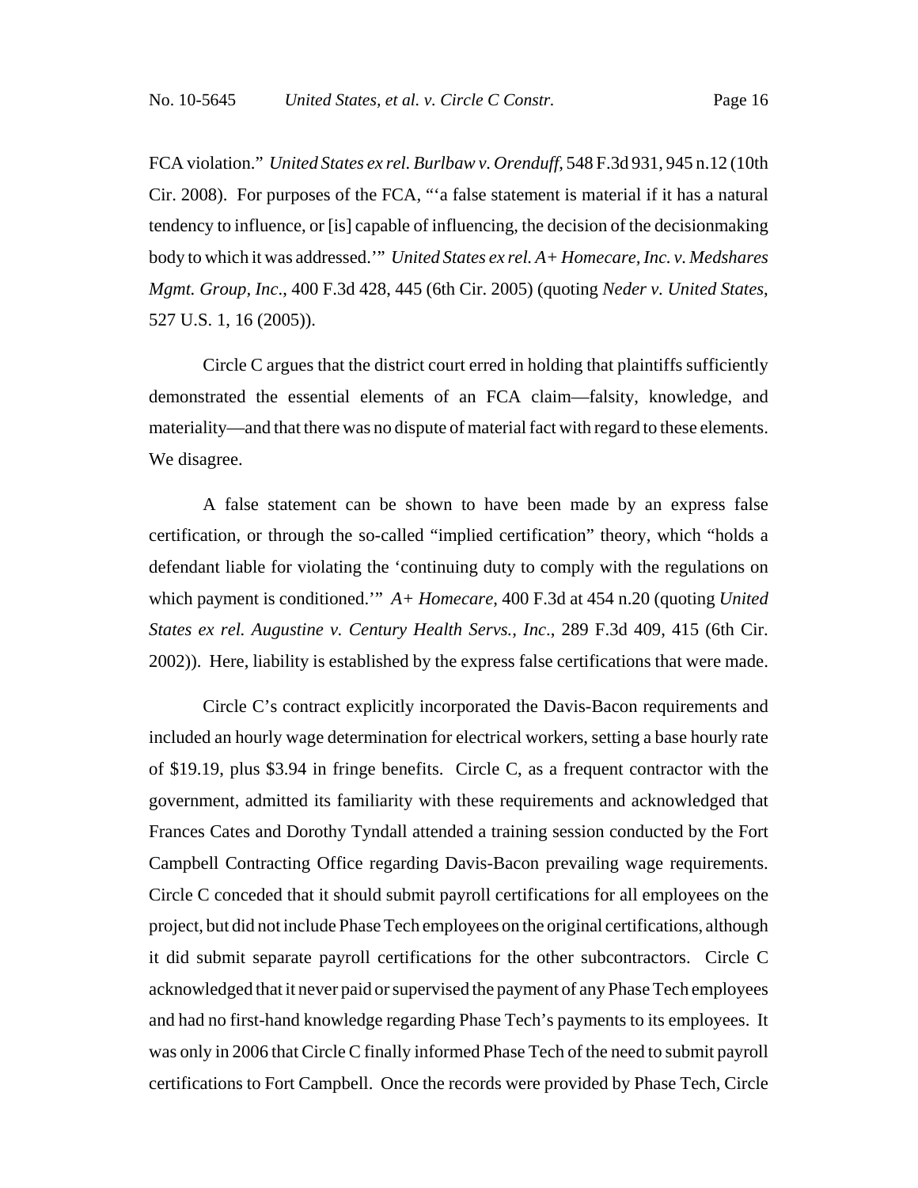FCA violation." *United States ex rel. Burlbaw v. Orenduff*, 548 F.3d 931, 945 n.12 (10th Cir. 2008). For purposes of the FCA, "'a false statement is material if it has a natural tendency to influence, or [is] capable of influencing, the decision of the decisionmaking body to which it was addressed.'" *United States ex rel. A+ Homecare, Inc. v. Medshares Mgmt. Group, Inc.*, 400 F.3d 428, 445 (6th Cir. 2005) (quoting *Neder v. United States*, 527 U.S. 1, 16 (2005)).

Circle C argues that the district court erred in holding that plaintiffs sufficiently demonstrated the essential elements of an FCA claim—falsity, knowledge, and materiality—and that there was no dispute of material fact with regard to these elements. We disagree.

A false statement can be shown to have been made by an express false certification, or through the so-called "implied certification" theory, which "holds a defendant liable for violating the 'continuing duty to comply with the regulations on which payment is conditioned.'" *A+ Homecare*, 400 F.3d at 454 n.20 (quoting *United States ex rel. Augustine v. Century Health Servs., Inc.*, 289 F.3d 409, 415 (6th Cir. 2002)). Here, liability is established by the express false certifications that were made.

Circle C's contract explicitly incorporated the Davis-Bacon requirements and included an hourly wage determination for electrical workers, setting a base hourly rate of \$19.19, plus \$3.94 in fringe benefits. Circle C, as a frequent contractor with the government, admitted its familiarity with these requirements and acknowledged that Frances Cates and Dorothy Tyndall attended a training session conducted by the Fort Campbell Contracting Office regarding Davis-Bacon prevailing wage requirements. Circle C conceded that it should submit payroll certifications for all employees on the project, but did not include Phase Tech employees on the original certifications, although it did submit separate payroll certifications for the other subcontractors. Circle C acknowledged that it never paid or supervised the payment of any Phase Tech employees and had no first-hand knowledge regarding Phase Tech's payments to its employees. It was only in 2006 that Circle C finally informed Phase Tech of the need to submit payroll certifications to Fort Campbell. Once the records were provided by Phase Tech, Circle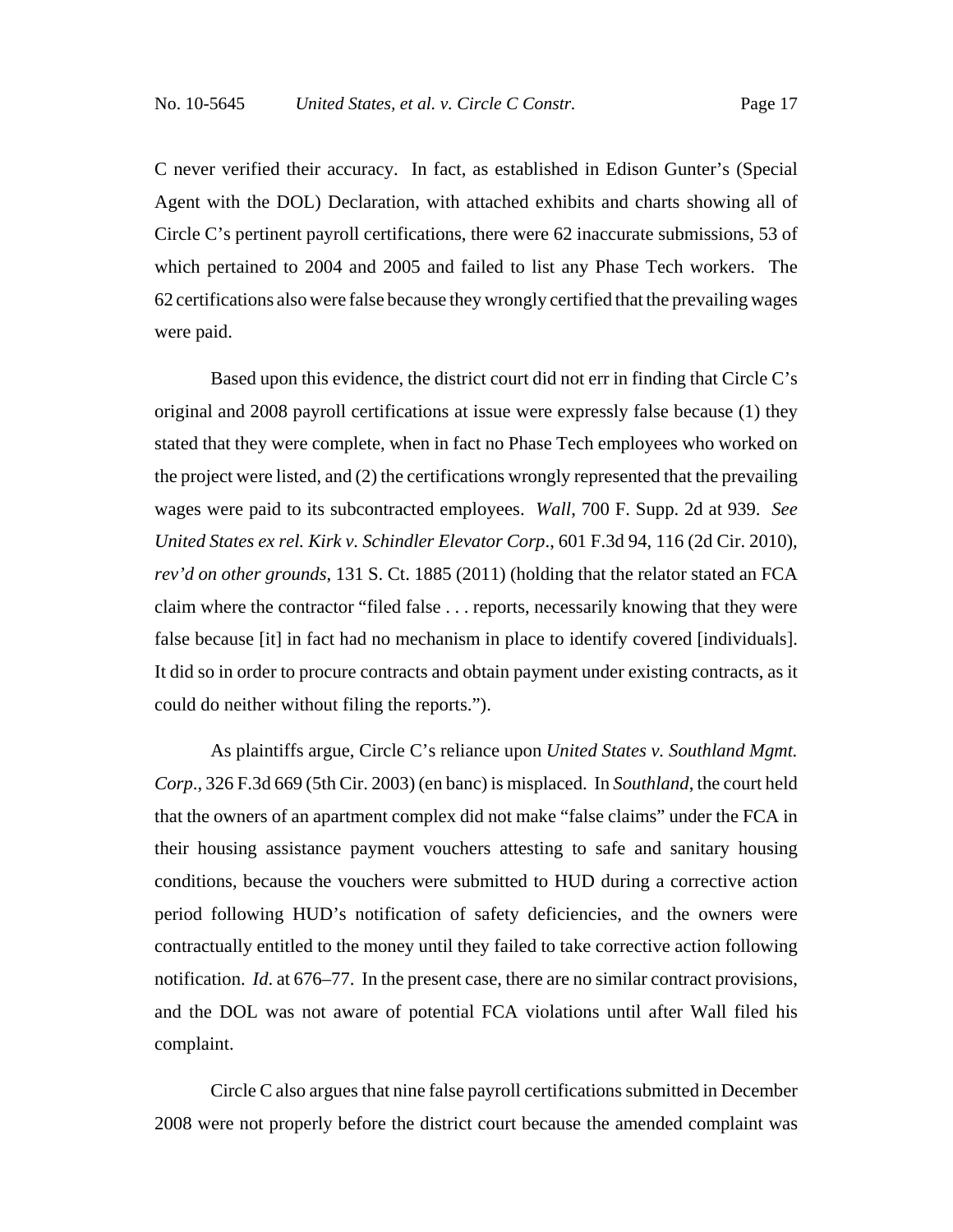C never verified their accuracy. In fact, as established in Edison Gunter's (Special Agent with the DOL) Declaration, with attached exhibits and charts showing all of Circle C's pertinent payroll certifications, there were 62 inaccurate submissions, 53 of which pertained to 2004 and 2005 and failed to list any Phase Tech workers. The 62 certifications also were false because they wrongly certified that the prevailing wages were paid.

Based upon this evidence, the district court did not err in finding that Circle C's original and 2008 payroll certifications at issue were expressly false because (1) they stated that they were complete, when in fact no Phase Tech employees who worked on the project were listed, and (2) the certifications wrongly represented that the prevailing wages were paid to its subcontracted employees. *Wall*, 700 F. Supp. 2d at 939. *See United States ex rel. Kirk v. Schindler Elevator Corp*., 601 F.3d 94, 116 (2d Cir. 2010), *rev'd on other grounds*, 131 S. Ct. 1885 (2011) (holding that the relator stated an FCA claim where the contractor "filed false . . . reports, necessarily knowing that they were false because [it] in fact had no mechanism in place to identify covered [individuals]. It did so in order to procure contracts and obtain payment under existing contracts, as it could do neither without filing the reports.").

As plaintiffs argue, Circle C's reliance upon *United States v. Southland Mgmt. Corp*., 326 F.3d 669 (5th Cir. 2003) (en banc) is misplaced. In *Southland*, the court held that the owners of an apartment complex did not make "false claims" under the FCA in their housing assistance payment vouchers attesting to safe and sanitary housing conditions, because the vouchers were submitted to HUD during a corrective action period following HUD's notification of safety deficiencies, and the owners were contractually entitled to the money until they failed to take corrective action following notification. *Id*. at 676–77. In the present case, there are no similar contract provisions, and the DOL was not aware of potential FCA violations until after Wall filed his complaint.

Circle C also argues that nine false payroll certifications submitted in December 2008 were not properly before the district court because the amended complaint was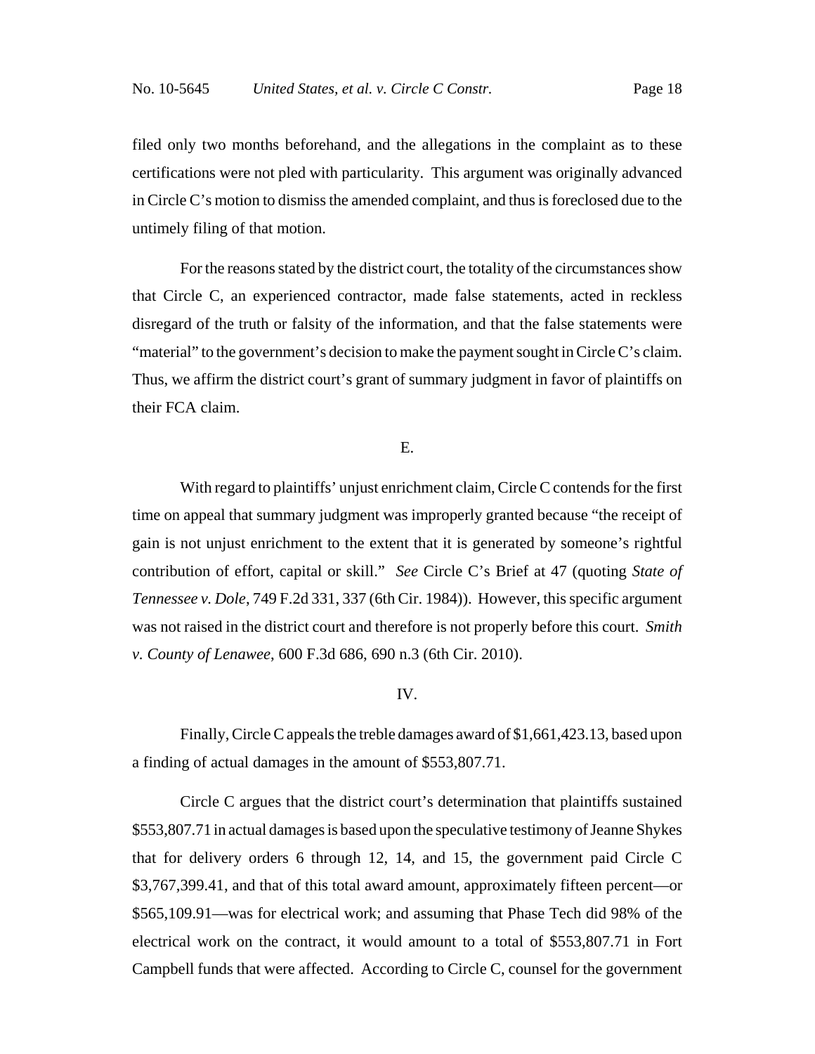filed only two months beforehand, and the allegations in the complaint as to these certifications were not pled with particularity. This argument was originally advanced in Circle C's motion to dismiss the amended complaint, and thus is foreclosed due to the untimely filing of that motion.

For the reasons stated by the district court, the totality of the circumstances show that Circle C, an experienced contractor, made false statements, acted in reckless disregard of the truth or falsity of the information, and that the false statements were "material" to the government's decision to make the payment sought in Circle C's claim. Thus, we affirm the district court's grant of summary judgment in favor of plaintiffs on their FCA claim.

E.

With regard to plaintiffs' unjust enrichment claim, Circle C contends for the first time on appeal that summary judgment was improperly granted because "the receipt of gain is not unjust enrichment to the extent that it is generated by someone's rightful contribution of effort, capital or skill." *See* Circle C's Brief at 47 (quoting *State of Tennessee v. Dole*, 749 F.2d 331, 337 (6th Cir. 1984)). However, this specific argument was not raised in the district court and therefore is not properly before this court. *Smith v. County of Lenawee*, 600 F.3d 686, 690 n.3 (6th Cir. 2010).

IV.

Finally, Circle C appeals the treble damages award of $1,661,423.13, based upon a finding of actual damages in the amount of $553,807.71.

Circle C argues that the district court's determination that plaintiffs sustained $553,807.71 in actual damages is based upon the speculative testimony of Jeanne Shykes that for delivery orders 6 through 12, 14, and 15, the government paid Circle C $3,767,399.41, and that of this total award amount, approximately fifteen percent—or $565,109.91—was for electrical work; and assuming that Phase Tech did 98% of the electrical work on the contract, it would amount to a total of $553,807.71 in Fort Campbell funds that were affected. According to Circle C, counsel for the government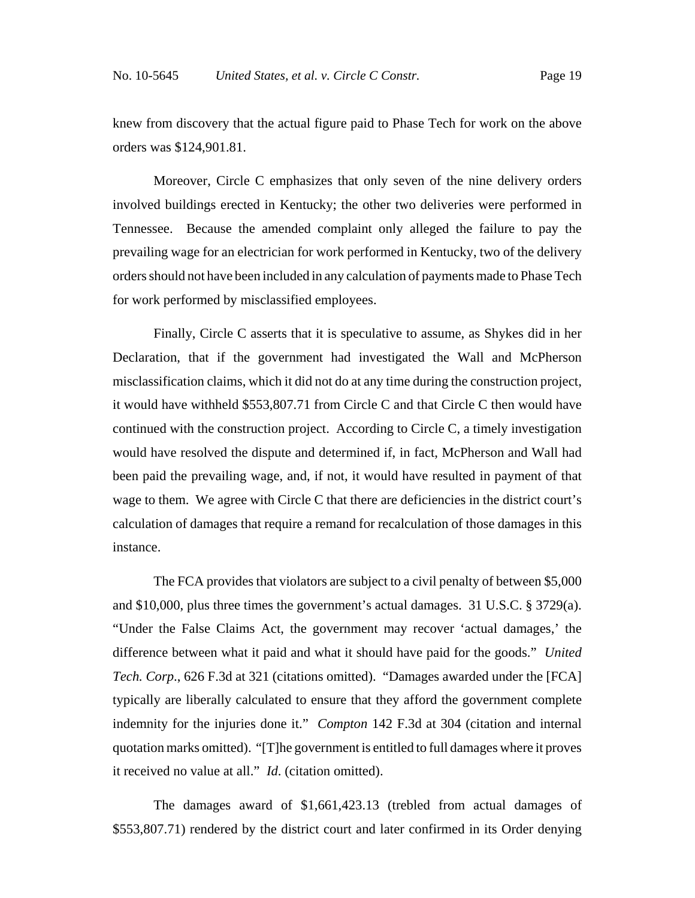knew from discovery that the actual figure paid to Phase Tech for work on the above orders was $124,901.81.

Moreover, Circle C emphasizes that only seven of the nine delivery orders involved buildings erected in Kentucky; the other two deliveries were performed in Tennessee. Because the amended complaint only alleged the failure to pay the prevailing wage for an electrician for work performed in Kentucky, two of the delivery orders should not have been included in any calculation of payments made to Phase Tech for work performed by misclassified employees.

Finally, Circle C asserts that it is speculative to assume, as Shykes did in her Declaration, that if the government had investigated the Wall and McPherson misclassification claims, which it did not do at any time during the construction project, it would have withheld $553,807.71 from Circle C and that Circle C then would have continued with the construction project. According to Circle C, a timely investigation would have resolved the dispute and determined if, in fact, McPherson and Wall had been paid the prevailing wage, and, if not, it would have resulted in payment of that wage to them. We agree with Circle C that there are deficiencies in the district court's calculation of damages that require a remand for recalculation of those damages in this instance.

The FCA provides that violators are subject to a civil penalty of between $5,000 and $10,000, plus three times the government's actual damages. 31 U.S.C. § 3729(a). "Under the False Claims Act, the government may recover 'actual damages,' the difference between what it paid and what it should have paid for the goods." *United Tech. Corp*., 626 F.3d at 321 (citations omitted). "Damages awarded under the [FCA] typically are liberally calculated to ensure that they afford the government complete indemnity for the injuries done it." *Compton* 142 F.3d at 304 (citation and internal quotation marks omitted). "[T]he government is entitled to full damages where it proves it received no value at all." *Id.* (citation omitted).

The damages award of $1,661,423.13 (trebled from actual damages of $553,807.71) rendered by the district court and later confirmed in its Order denying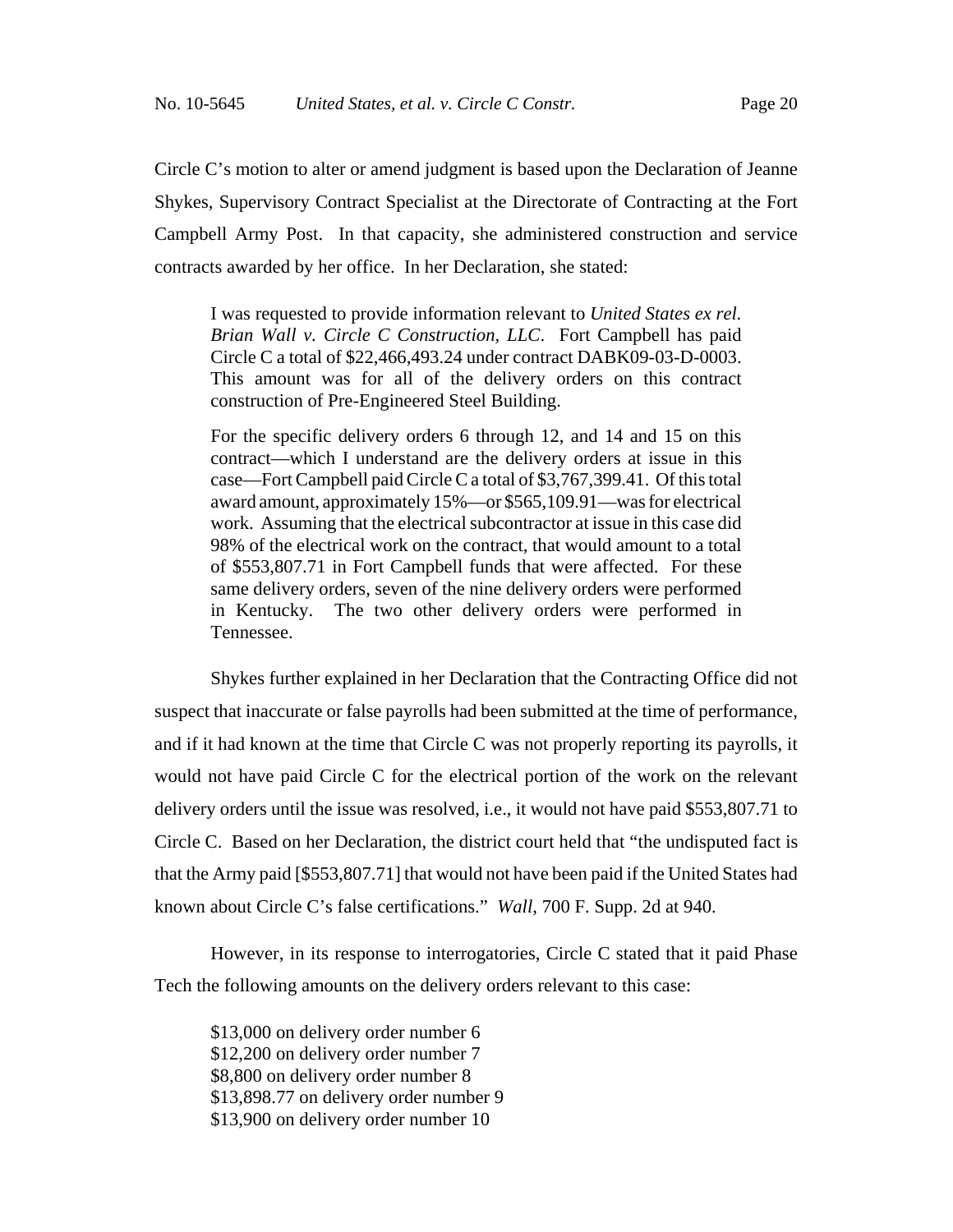Circle C's motion to alter or amend judgment is based upon the Declaration of Jeanne Shykes, Supervisory Contract Specialist at the Directorate of Contracting at the Fort Campbell Army Post. In that capacity, she administered construction and service contracts awarded by her office. In her Declaration, she stated:

> I was requested to provide information relevant to *United States ex rel. Brian Wall v. Circle C Construction, LLC*. Fort Campbell has paid Circle C a total of $22,466,493.24 under contract DABK09-03-D-0003. This amount was for all of the delivery orders on this contract construction of Pre-Engineered Steel Building.
>
> For the specific delivery orders 6 through 12, and 14 and 15 on this contract—which I understand are the delivery orders at issue in this case—Fort Campbell paid Circle C a total of $3,767,399.41. Of this total award amount, approximately 15%—or $565,109.91—was for electrical work. Assuming that the electrical subcontractor at issue in this case did 98% of the electrical work on the contract, that would amount to a total of $553,807.71 in Fort Campbell funds that were affected. For these same delivery orders, seven of the nine delivery orders were performed in Kentucky. The two other delivery orders were performed in Tennessee.

Shykes further explained in her Declaration that the Contracting Office did not suspect that inaccurate or false payrolls had been submitted at the time of performance, and if it had known at the time that Circle C was not properly reporting its payrolls, it would not have paid Circle C for the electrical portion of the work on the relevant delivery orders until the issue was resolved, i.e., it would not have paid $553,807.71 to Circle C. Based on her Declaration, the district court held that "the undisputed fact is that the Army paid [$553,807.71] that would not have been paid if the United States had known about Circle C's false certifications." *Wall*, 700 F. Supp. 2d at 940.

However, in its response to interrogatories, Circle C stated that it paid Phase Tech the following amounts on the delivery orders relevant to this case:

> $13,000 on delivery order number 6
> $12,200 on delivery order number 7
> $8,800 on delivery order number 8
> $13,898.77 on delivery order number 9
> $13,900 on delivery order number 10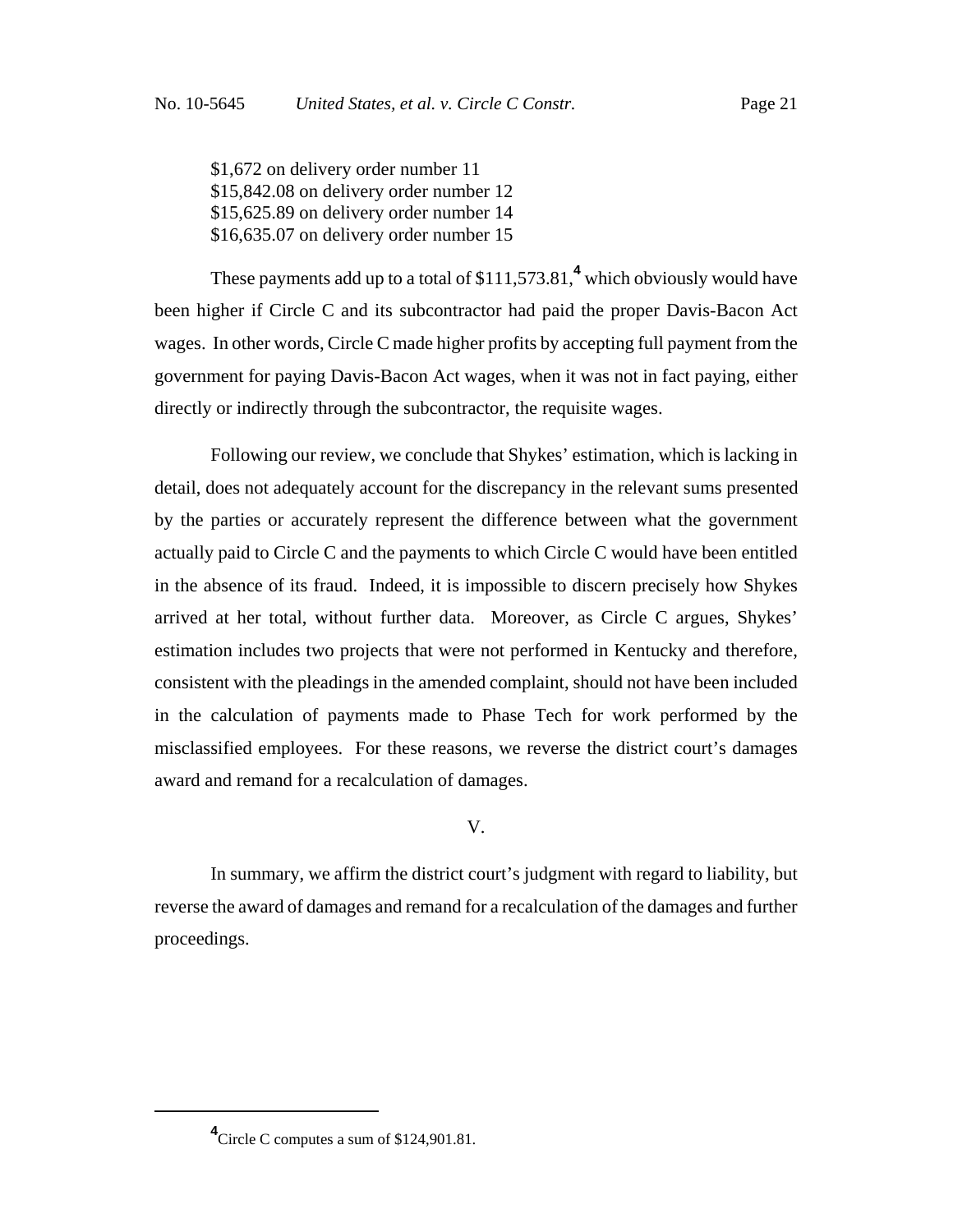$1,672 on delivery order number 11
$15,842.08 on delivery order number 12
$15,625.89 on delivery order number 14
$16,635.07 on delivery order number 15

These payments add up to a total of $111,573.81,[4] which obviously would have been higher if Circle C and its subcontractor had paid the proper Davis-Bacon Act wages. In other words, Circle C made higher profits by accepting full payment from the government for paying Davis-Bacon Act wages, when it was not in fact paying, either directly or indirectly through the subcontractor, the requisite wages.

Following our review, we conclude that Shykes' estimation, which is lacking in detail, does not adequately account for the discrepancy in the relevant sums presented by the parties or accurately represent the difference between what the government actually paid to Circle C and the payments to which Circle C would have been entitled in the absence of its fraud. Indeed, it is impossible to discern precisely how Shykes arrived at her total, without further data. Moreover, as Circle C argues, Shykes' estimation includes two projects that were not performed in Kentucky and therefore, consistent with the pleadings in the amended complaint, should not have been included in the calculation of payments made to Phase Tech for work performed by the misclassified employees. For these reasons, we reverse the district court's damages award and remand for a recalculation of damages.

## V.

In summary, we affirm the district court's judgment with regard to liability, but reverse the award of damages and remand for a recalculation of the damages and further proceedings.

---

[4] Circle C computes a sum of $124,901.81.